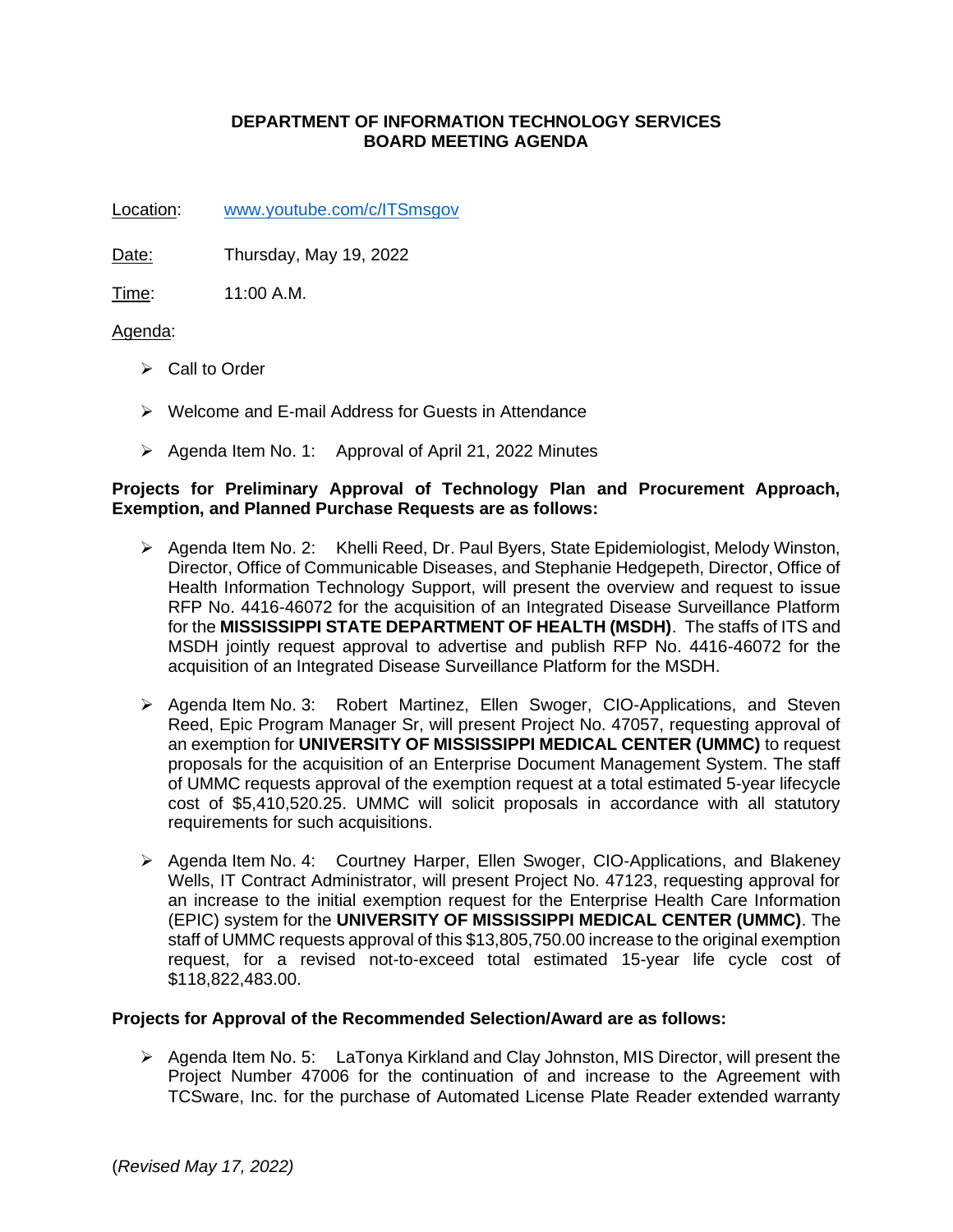**DEPARTMENT OF INFORMATION TECHNOLOGY SERVICES**
**BOARD MEETING AGENDA**

Location: www.youtube.com/c/ITSmsgov

Date: Thursday, May 19, 2022

Time: 11:00 A.M.

Agenda:

- Call to Order
- Welcome and E-mail Address for Guests in Attendance
- Agenda Item No. 1: Approval of April 21, 2022 Minutes

**Projects for Preliminary Approval of Technology Plan and Procurement Approach, Exemption, and Planned Purchase Requests are as follows:**

- Agenda Item No. 2: Khelli Reed, Dr. Paul Byers, State Epidemiologist, Melody Winston, Director, Office of Communicable Diseases, and Stephanie Hedgepeth, Director, Office of Health Information Technology Support, will present the overview and request to issue RFP No. 4416-46072 for the acquisition of an Integrated Disease Surveillance Platform for the **MISSISSIPPI STATE DEPARTMENT OF HEALTH (MSDH)**. The staffs of ITS and MSDH jointly request approval to advertise and publish RFP No. 4416-46072 for the acquisition of an Integrated Disease Surveillance Platform for the MSDH.

- Agenda Item No. 3: Robert Martinez, Ellen Swoger, CIO-Applications, and Steven Reed, Epic Program Manager Sr, will present Project No. 47057, requesting approval of an exemption for **UNIVERSITY OF MISSISSIPPI MEDICAL CENTER (UMMC)** to request proposals for the acquisition of an Enterprise Document Management System. The staff of UMMC requests approval of the exemption request at a total estimated 5-year lifecycle cost of $5,410,520.25. UMMC will solicit proposals in accordance with all statutory requirements for such acquisitions.

- Agenda Item No. 4: Courtney Harper, Ellen Swoger, CIO-Applications, and Blakeney Wells, IT Contract Administrator, will present Project No. 47123, requesting approval for an increase to the initial exemption request for the Enterprise Health Care Information (EPIC) system for the **UNIVERSITY OF MISSISSIPPI MEDICAL CENTER (UMMC)**. The staff of UMMC requests approval of this $13,805,750.00 increase to the original exemption request, for a revised not-to-exceed total estimated 15-year life cycle cost of $118,822,483.00.

**Projects for Approval of the Recommended Selection/Award are as follows:**

- Agenda Item No. 5: LaTonya Kirkland and Clay Johnston, MIS Director, will present the Project Number 47006 for the continuation of and increase to the Agreement with TCSware, Inc. for the purchase of Automated License Plate Reader extended warranty

(*Revised May 17, 2022)*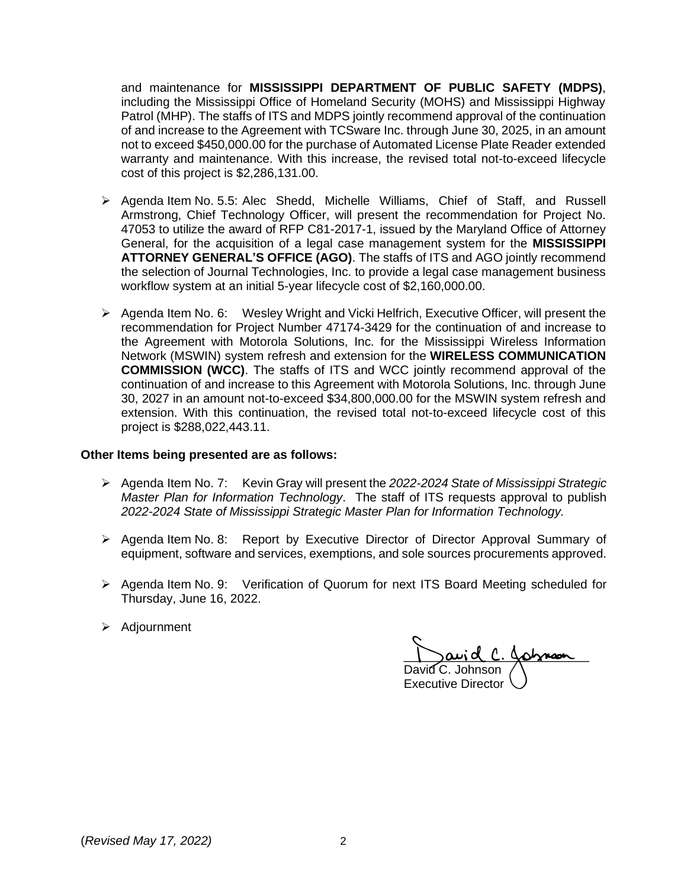and maintenance for **MISSISSIPPI DEPARTMENT OF PUBLIC SAFETY (MDPS)**, including the Mississippi Office of Homeland Security (MOHS) and Mississippi Highway Patrol (MHP). The staffs of ITS and MDPS jointly recommend approval of the continuation of and increase to the Agreement with TCSware Inc. through June 30, 2025, in an amount not to exceed $450,000.00 for the purchase of Automated License Plate Reader extended warranty and maintenance. With this increase, the revised total not-to-exceed lifecycle cost of this project is $2,286,131.00.

- Agenda Item No. 5.5: Alec Shedd, Michelle Williams, Chief of Staff, and Russell Armstrong, Chief Technology Officer, will present the recommendation for Project No. 47053 to utilize the award of RFP C81-2017-1, issued by the Maryland Office of Attorney General, for the acquisition of a legal case management system for the **MISSISSIPPI ATTORNEY GENERAL'S OFFICE (AGO)**. The staffs of ITS and AGO jointly recommend the selection of Journal Technologies, Inc. to provide a legal case management business workflow system at an initial 5-year lifecycle cost of $2,160,000.00.

- Agenda Item No. 6: Wesley Wright and Vicki Helfrich, Executive Officer, will present the recommendation for Project Number 47174-3429 for the continuation of and increase to the Agreement with Motorola Solutions, Inc. for the Mississippi Wireless Information Network (MSWIN) system refresh and extension for the **WIRELESS COMMUNICATION COMMISSION (WCC)**. The staffs of ITS and WCC jointly recommend approval of the continuation of and increase to this Agreement with Motorola Solutions, Inc. through June 30, 2027 in an amount not-to-exceed $34,800,000.00 for the MSWIN system refresh and extension. With this continuation, the revised total not-to-exceed lifecycle cost of this project is $288,022,443.11.

**Other Items being presented are as follows:**

- Agenda Item No. 7: Kevin Gray will present the *2022-2024 State of Mississippi Strategic Master Plan for Information Technology*. The staff of ITS requests approval to publish *2022-2024 State of Mississippi Strategic Master Plan for Information Technology.*

- Agenda Item No. 8: Report by Executive Director of Director Approval Summary of equipment, software and services, exemptions, and sole sources procurements approved.

- Agenda Item No. 9: Verification of Quorum for next ITS Board Meeting scheduled for Thursday, June 16, 2022.

- Adjournment

David C. Johnson
Executive Director

(*Revised May 17, 2022)*